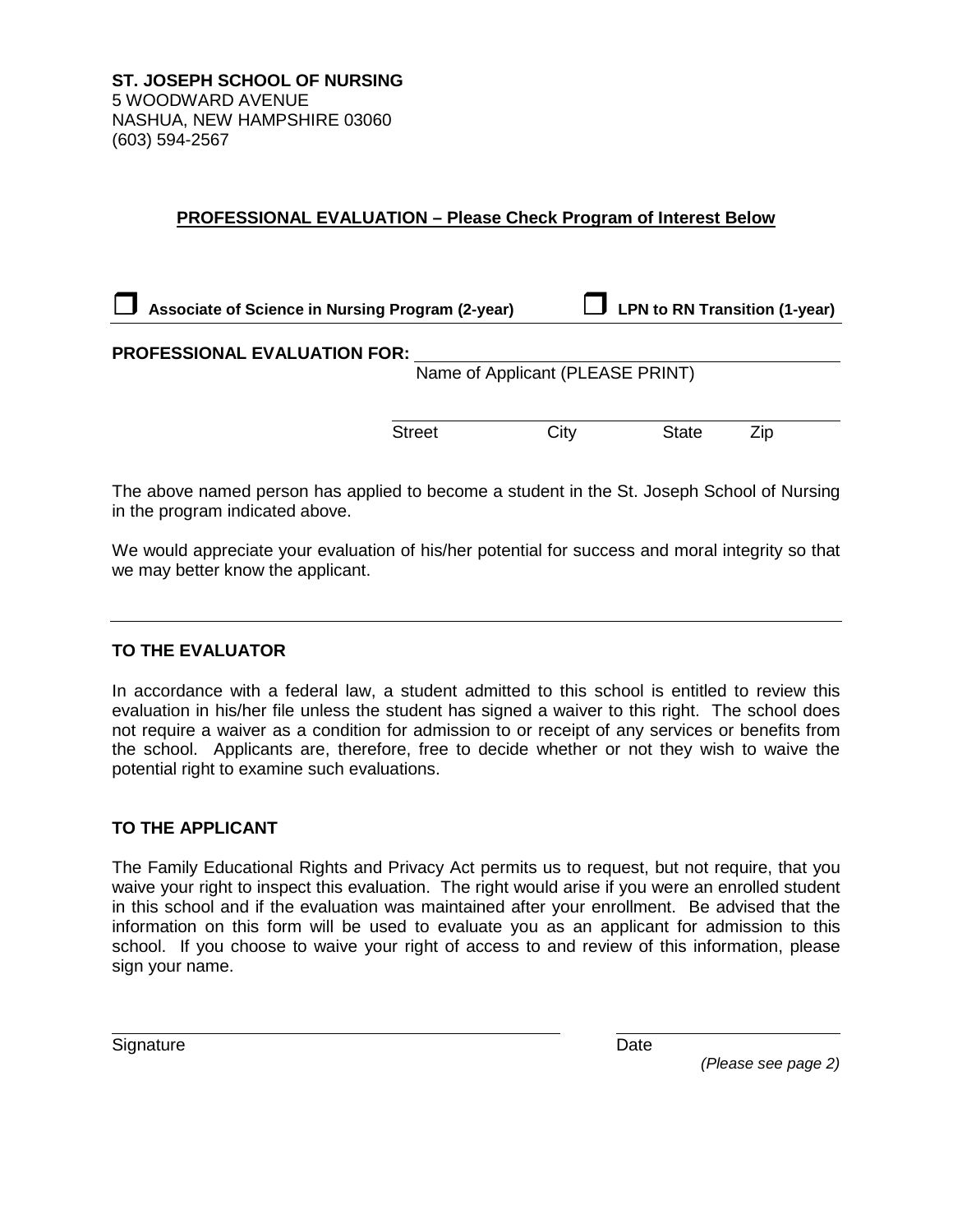**ST. JOSEPH SCHOOL OF NURSING**
5 WOODWARD AVENUE
NASHUA, NEW HAMPSHIRE 03060
(603) 594-2567

## PROFESSIONAL EVALUATION – Please Check Program of Interest Below

☐ **Associate of Science in Nursing Program (2-year)** ☐ **LPN to RN Transition (1-year)**

**PROFESSIONAL EVALUATION FOR:** ______________________________
Name of Applicant (PLEASE PRINT)

______________________________
Street City State Zip

The above named person has applied to become a student in the St. Joseph School of Nursing in the program indicated above.

We would appreciate your evaluation of his/her potential for success and moral integrity so that we may better know the applicant.

---

### TO THE EVALUATOR

In accordance with a federal law, a student admitted to this school is entitled to review this evaluation in his/her file unless the student has signed a waiver to this right. The school does not require a waiver as a condition for admission to or receipt of any services or benefits from the school. Applicants are, therefore, free to decide whether or not they wish to waive the potential right to examine such evaluations.

### TO THE APPLICANT

The Family Educational Rights and Privacy Act permits us to request, but not require, that you waive your right to inspect this evaluation. The right would arise if you were an enrolled student in this school and if the evaluation was maintained after your enrollment. Be advised that the information on this form will be used to evaluate you as an applicant for admission to this school. If you choose to waive your right of access to and review of this information, please sign your name.

______________________________ ______________________
Signature Date

*(Please see page 2)*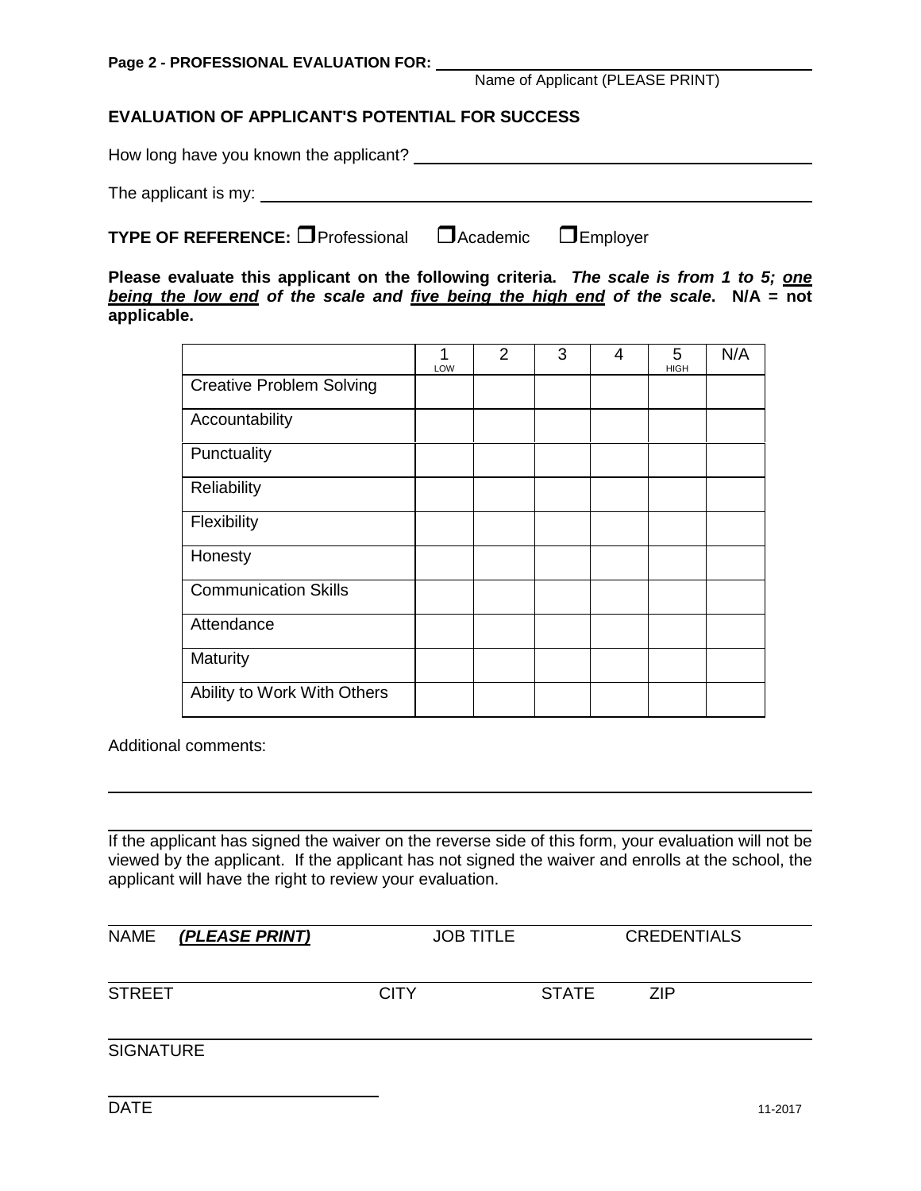**Page 2 - PROFESSIONAL EVALUATION FOR:** ______________________________
Name of Applicant (PLEASE PRINT)

**EVALUATION OF APPLICANT'S POTENTIAL FOR SUCCESS**

How long have you known the applicant? ______________________________

The applicant is my: ______________________________

**TYPE OF REFERENCE:** ❐ Professional ❐ Academic ❐ Employer

**Please evaluate this applicant on the following criteria.** ***The scale is from 1 to 5; one being the low end of the scale and five being the high end of the scale*****. N/A = not applicable.**

| | 1 LOW | 2 | 3 | 4 | 5 HIGH | N/A |
|---|---|---|---|---|---|---|
| Creative Problem Solving | | | | | | |
| Accountability | | | | | | |
| Punctuality | | | | | | |
| Reliability | | | | | | |
| Flexibility | | | | | | |
| Honesty | | | | | | |
| Communication Skills | | | | | | |
| Attendance | | | | | | |
| Maturity | | | | | | |
| Ability to Work With Others | | | | | | |

Additional comments:

______________________________

______________________________

If the applicant has signed the waiver on the reverse side of this form, your evaluation will not be viewed by the applicant. If the applicant has not signed the waiver and enrolls at the school, the applicant will have the right to review your evaluation.

______________________________
NAME ***(PLEASE PRINT)*** JOB TITLE CREDENTIALS

______________________________
STREET CITY STATE ZIP

______________________________
SIGNATURE

______________________________
DATE

11-2017